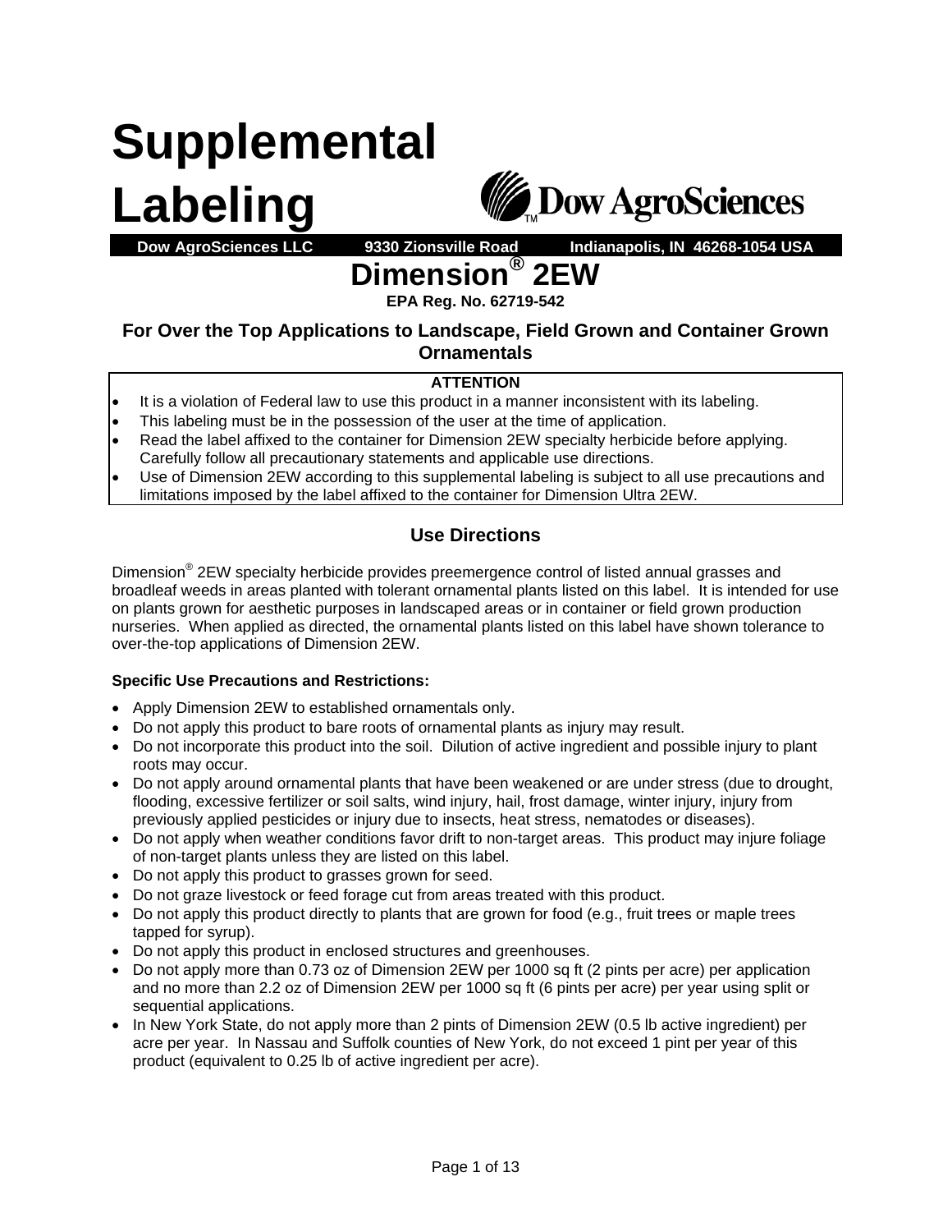# Supplemental Labeling

**Dow AgroSciences LLC 9330 Zionsville Road Indianapolis, IN 46268-1054 USA**

# Dimension® 2EW

**EPA Reg. No. 62719-542**

## For Over the Top Applications to Landscape, Field Grown and Container Grown Ornamentals

**ATTENTION**

- It is a violation of Federal law to use this product in a manner inconsistent with its labeling.
- This labeling must be in the possession of the user at the time of application.
- Read the label affixed to the container for Dimension 2EW specialty herbicide before applying. Carefully follow all precautionary statements and applicable use directions.
- Use of Dimension 2EW according to this supplemental labeling is subject to all use precautions and limitations imposed by the label affixed to the container for Dimension Ultra 2EW.

## Use Directions

Dimension® 2EW specialty herbicide provides preemergence control of listed annual grasses and broadleaf weeds in areas planted with tolerant ornamental plants listed on this label. It is intended for use on plants grown for aesthetic purposes in landscaped areas or in container or field grown production nurseries. When applied as directed, the ornamental plants listed on this label have shown tolerance to over-the-top applications of Dimension 2EW.

**Specific Use Precautions and Restrictions:**

- Apply Dimension 2EW to established ornamentals only.
- Do not apply this product to bare roots of ornamental plants as injury may result.
- Do not incorporate this product into the soil. Dilution of active ingredient and possible injury to plant roots may occur.
- Do not apply around ornamental plants that have been weakened or are under stress (due to drought, flooding, excessive fertilizer or soil salts, wind injury, hail, frost damage, winter injury, injury from previously applied pesticides or injury due to insects, heat stress, nematodes or diseases).
- Do not apply when weather conditions favor drift to non-target areas. This product may injure foliage of non-target plants unless they are listed on this label.
- Do not apply this product to grasses grown for seed.
- Do not graze livestock or feed forage cut from areas treated with this product.
- Do not apply this product directly to plants that are grown for food (e.g., fruit trees or maple trees tapped for syrup).
- Do not apply this product in enclosed structures and greenhouses.
- Do not apply more than 0.73 oz of Dimension 2EW per 1000 sq ft (2 pints per acre) per application and no more than 2.2 oz of Dimension 2EW per 1000 sq ft (6 pints per acre) per year using split or sequential applications.
- In New York State, do not apply more than 2 pints of Dimension 2EW (0.5 lb active ingredient) per acre per year. In Nassau and Suffolk counties of New York, do not exceed 1 pint per year of this product (equivalent to 0.25 lb of active ingredient per acre).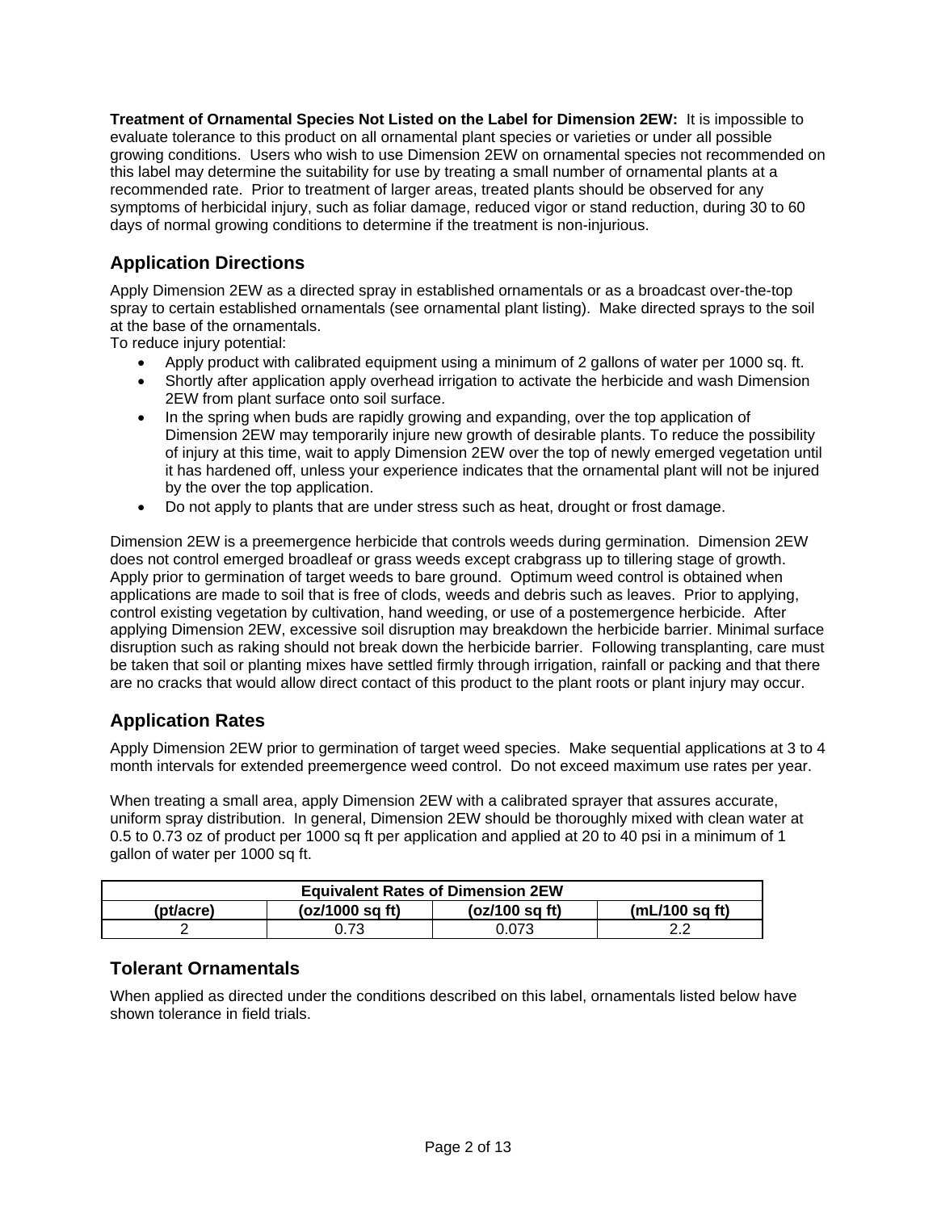**Treatment of Ornamental Species Not Listed on the Label for Dimension 2EW:** It is impossible to evaluate tolerance to this product on all ornamental plant species or varieties or under all possible growing conditions. Users who wish to use Dimension 2EW on ornamental species not recommended on this label may determine the suitability for use by treating a small number of ornamental plants at a recommended rate. Prior to treatment of larger areas, treated plants should be observed for any symptoms of herbicidal injury, such as foliar damage, reduced vigor or stand reduction, during 30 to 60 days of normal growing conditions to determine if the treatment is non-injurious.

## Application Directions

Apply Dimension 2EW as a directed spray in established ornamentals or as a broadcast over-the-top spray to certain established ornamentals (see ornamental plant listing). Make directed sprays to the soil at the base of the ornamentals.

To reduce injury potential:

- Apply product with calibrated equipment using a minimum of 2 gallons of water per 1000 sq. ft.
- Shortly after application apply overhead irrigation to activate the herbicide and wash Dimension 2EW from plant surface onto soil surface.
- In the spring when buds are rapidly growing and expanding, over the top application of Dimension 2EW may temporarily injure new growth of desirable plants. To reduce the possibility of injury at this time, wait to apply Dimension 2EW over the top of newly emerged vegetation until it has hardened off, unless your experience indicates that the ornamental plant will not be injured by the over the top application.
- Do not apply to plants that are under stress such as heat, drought or frost damage.

Dimension 2EW is a preemergence herbicide that controls weeds during germination. Dimension 2EW does not control emerged broadleaf or grass weeds except crabgrass up to tillering stage of growth. Apply prior to germination of target weeds to bare ground. Optimum weed control is obtained when applications are made to soil that is free of clods, weeds and debris such as leaves. Prior to applying, control existing vegetation by cultivation, hand weeding, or use of a postemergence herbicide. After applying Dimension 2EW, excessive soil disruption may breakdown the herbicide barrier. Minimal surface disruption such as raking should not break down the herbicide barrier. Following transplanting, care must be taken that soil or planting mixes have settled firmly through irrigation, rainfall or packing and that there are no cracks that would allow direct contact of this product to the plant roots or plant injury may occur.

## Application Rates

Apply Dimension 2EW prior to germination of target weed species. Make sequential applications at 3 to 4 month intervals for extended preemergence weed control. Do not exceed maximum use rates per year.

When treating a small area, apply Dimension 2EW with a calibrated sprayer that assures accurate, uniform spray distribution. In general, Dimension 2EW should be thoroughly mixed with clean water at 0.5 to 0.73 oz of product per 1000 sq ft per application and applied at 20 to 40 psi in a minimum of 1 gallon of water per 1000 sq ft.

| Equivalent Rates of Dimension 2EW | | | |
|---|---|---|---|
| (pt/acre) | (oz/1000 sq ft) | (oz/100 sq ft) | (mL/100 sq ft) |
| 2 | 0.73 | 0.073 | 2.2 |

## Tolerant Ornamentals

When applied as directed under the conditions described on this label, ornamentals listed below have shown tolerance in field trials.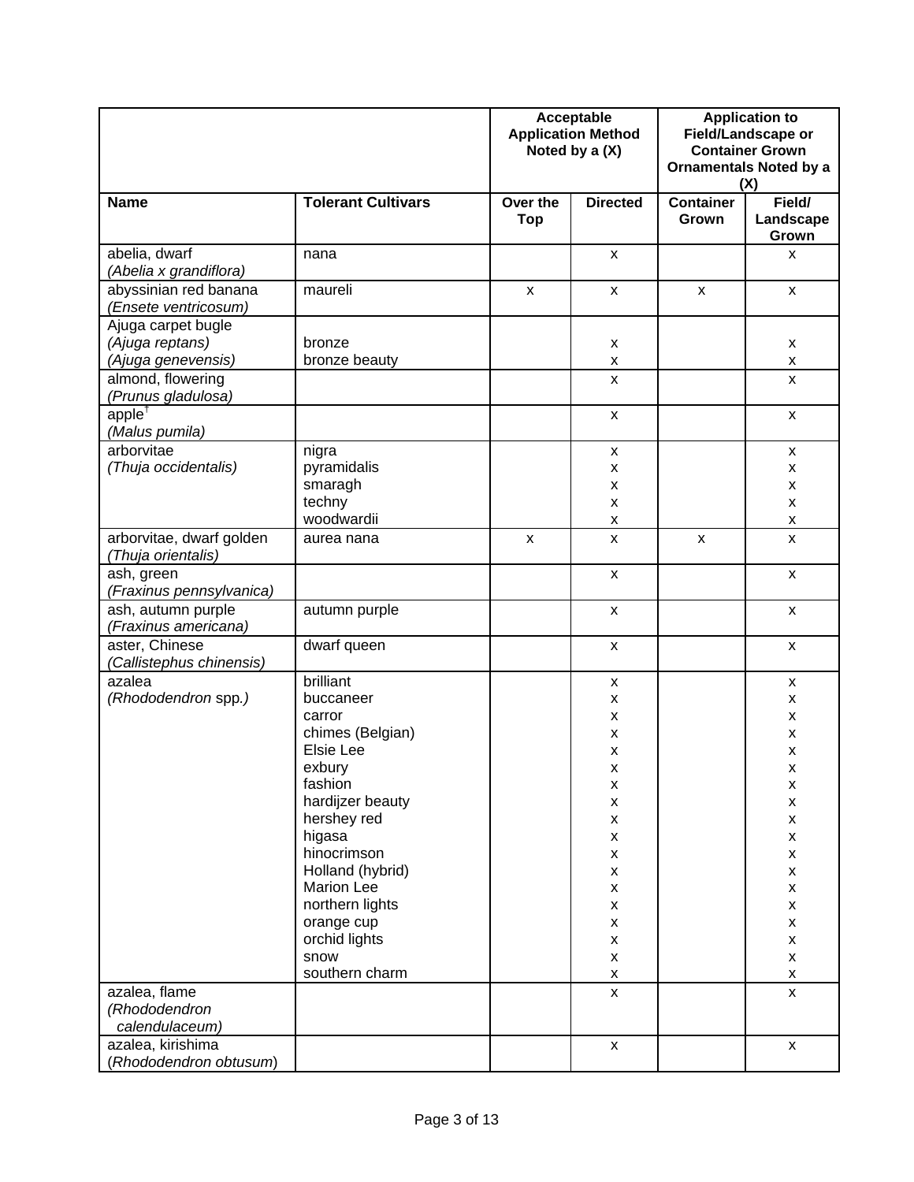| | | Acceptable Application Method Noted by a (X) | | Application to Field/Landscape or Container Grown Ornamentals Noted by a (X) | |
|---|---|---|---|---|---|
| **Name** | **Tolerant Cultivars** | **Over the Top** | **Directed** | **Container Grown** | **Field/ Landscape Grown** |
| abelia, dwarf *(Abelia x grandiflora)* | nana | | x | | x |
| abyssinian red banana *(Ensete ventricosum)* | maureli | x | x | x | x |
| Ajuga carpet bugle | | | | | |
| *(Ajuga reptans)* | bronze | | x | | x |
| *(Ajuga genevensis)* | bronze beauty | | x | | x |
| almond, flowering *(Prunus gladulosa)* | | | x | | x |
| apple[†] *(Malus pumila)* | | | x | | x |
| arborvitae *(Thuja occidentalis)* | nigra | | x | | x |
| | pyramidalis | | x | | x |
| | smaragh | | x | | x |
| | techny | | x | | x |
| | woodwardii | | x | | x |
| arborvitae, dwarf golden *(Thuja orientalis)* | aurea nana | x | x | x | x |
| ash, green *(Fraxinus pennsylvanica)* | | | x | | x |
| ash, autumn purple *(Fraxinus americana)* | autumn purple | | x | | x |
| aster, Chinese *(Callistephus chinensis)* | dwarf queen | | x | | x |
| azalea *(Rhododendron spp.)* | brilliant | | x | | x |
| | buccaneer | | x | | x |
| | carror | | x | | x |
| | chimes (Belgian) | | x | | x |
| | Elsie Lee | | x | | x |
| | exbury | | x | | x |
| | fashion | | x | | x |
| | hardijzer beauty | | x | | x |
| | hershey red | | x | | x |
| | higasa | | x | | x |
| | hinocrimson | | x | | x |
| | Holland (hybrid) | | x | | x |
| | Marion Lee | | x | | x |
| | northern lights | | x | | x |
| | orange cup | | x | | x |
| | orchid lights | | x | | x |
| | snow | | x | | x |
| | southern charm | | x | | x |
| azalea, flame *(Rhododendron calendulaceum)* | | | x | | x |
| azalea, kirishima *(Rhododendron obtusum)* | | | x | | x |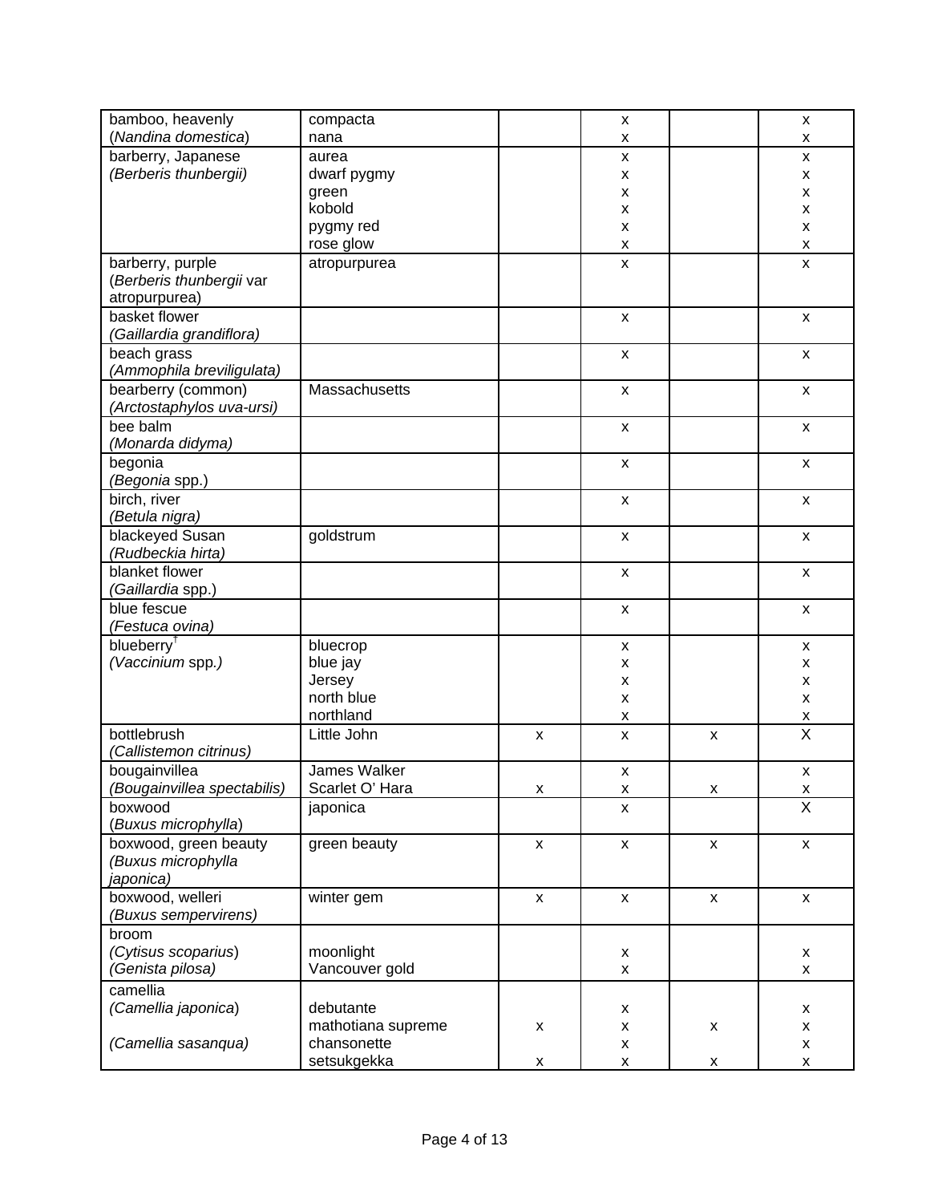| | | | | | |
|---|---|---|---|---|---|
| bamboo, heavenly (*Nandina domestica*) | compacta<br>nana | | x<br>x | | x<br>x |
| barberry, Japanese *(Berberis thunbergii)* | aurea<br>dwarf pygmy<br>green<br>kobold<br>pygmy red<br>rose glow | | x<br>x<br>x<br>x<br>x<br>x | | x<br>x<br>x<br>x<br>x<br>x |
| barberry, purple (*Berberis thunbergii* var atropurpurea) | atropurpurea | | x | | x |
| basket flower *(Gaillardia grandiflora)* | | | x | | x |
| beach grass *(Ammophila breviligulata)* | | | x | | x |
| bearberry (common) *(Arctostaphylos uva-ursi)* | Massachusetts | | x | | x |
| bee balm *(Monarda didyma)* | | | x | | x |
| begonia (*Begonia* spp.) | | | x | | x |
| birch, river *(Betula nigra)* | | | x | | x |
| blackeyed Susan *(Rudbeckia hirta)* | goldstrum | | x | | x |
| blanket flower (*Gaillardia* spp.) | | | x | | x |
| blue fescue *(Festuca ovina)* | | | x | | x |
| blueberry[†] *(Vaccinium spp.)* | bluecrop<br>blue jay<br>Jersey<br>north blue<br>northland | | x<br>x<br>x<br>x<br>x | | x<br>x<br>x<br>x<br>x |
| bottlebrush *(Callistemon citrinus)* | Little John | x | x | x | X |
| bougainvillea *(Bougainvillea spectabilis)* | James Walker<br>Scarlet O' Hara | <br>x | x<br>x | <br>x | x<br>x |
| boxwood (*Buxus microphylla*) | japonica | | x | | X |
| boxwood, green beauty *(Buxus microphylla japonica)* | green beauty | x | x | x | x |
| boxwood, welleri *(Buxus sempervirens)* | winter gem | x | x | x | x |
| broom<br>(*Cytisus scoparius*)<br>*(Genista pilosa)* | <br>moonlight<br>Vancouver gold | | <br>x<br>x | | <br>x<br>x |
| camellia<br>(*Camellia japonica*)<br><br>*(Camellia sasanqua)* | <br>debutante<br>mathotiana supreme<br>chansonette<br>setsukgekka | <br><br>x<br><br>x | <br>x<br>x<br>x<br>x | <br><br>x<br><br>x | <br>x<br>x<br>x<br>x |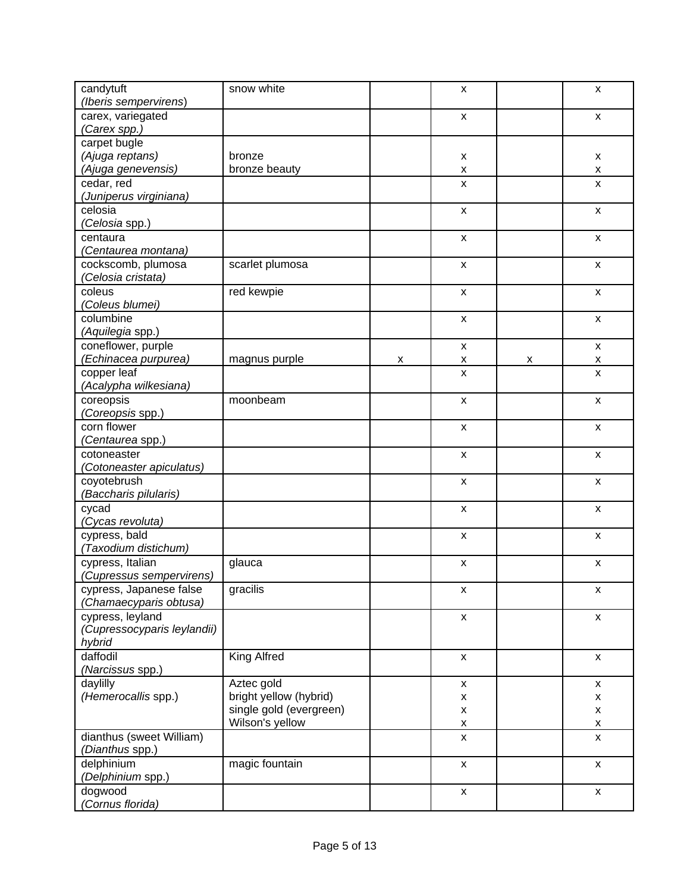| | | | | | |
|---|---|---|---|---|---|
| candytuft<br>*(Iberis sempervirens)* | snow white | | x | | x |
| carex, variegated<br>*(Carex spp.)* | | | x | | x |
| carpet bugle<br>*(Ajuga reptans)*<br>*(Ajuga genevensis)* | <br>bronze<br>bronze beauty | | <br>x<br>x | | <br>x<br>x |
| cedar, red<br>*(Juniperus virginiana)* | | | x | | x |
| celosia<br>*(Celosia* spp.) | | | x | | x |
| centaura<br>*(Centaurea montana)* | | | x | | x |
| cockscomb, plumosa<br>*(Celosia cristata)* | scarlet plumosa | | x | | x |
| coleus<br>*(Coleus blumei)* | red kewpie | | x | | x |
| columbine<br>*(Aquilegia* spp.) | | | x | | x |
| coneflower, purple<br>*(Echinacea purpurea)* | <br>magnus purple | <br>x | x<br>x | <br>x | x<br>x |
| copper leaf<br>*(Acalypha wilkesiana)* | | | x | | x |
| coreopsis<br>*(Coreopsis* spp.) | moonbeam | | x | | x |
| corn flower<br>*(Centaurea* spp.) | | | x | | x |
| cotoneaster<br>*(Cotoneaster apiculatus)* | | | x | | x |
| coyotebrush<br>*(Baccharis pilularis)* | | | x | | x |
| cycad<br>*(Cycas revoluta)* | | | x | | x |
| cypress, bald<br>*(Taxodium distichum)* | | | x | | x |
| cypress, Italian<br>*(Cupressus sempervirens)* | glauca | | x | | x |
| cypress, Japanese false<br>*(Chamaecyparis obtusa)* | gracilis | | x | | x |
| cypress, leyland<br>*(Cupressocyparis leylandii) hybrid* | | | x | | x |
| daffodil<br>*(Narcissus* spp.) | King Alfred | | x | | x |
| daylilly<br>*(Hemerocallis* spp.) | Aztec gold<br>bright yellow (hybrid)<br>single gold (evergreen)<br>Wilson's yellow | | x<br>x<br>x<br>x | | x<br>x<br>x<br>x |
| dianthus (sweet William)<br>*(Dianthus* spp.) | | | x | | x |
| delphinium<br>*(Delphinium* spp.) | magic fountain | | x | | x |
| dogwood<br>*(Cornus florida)* | | | x | | x |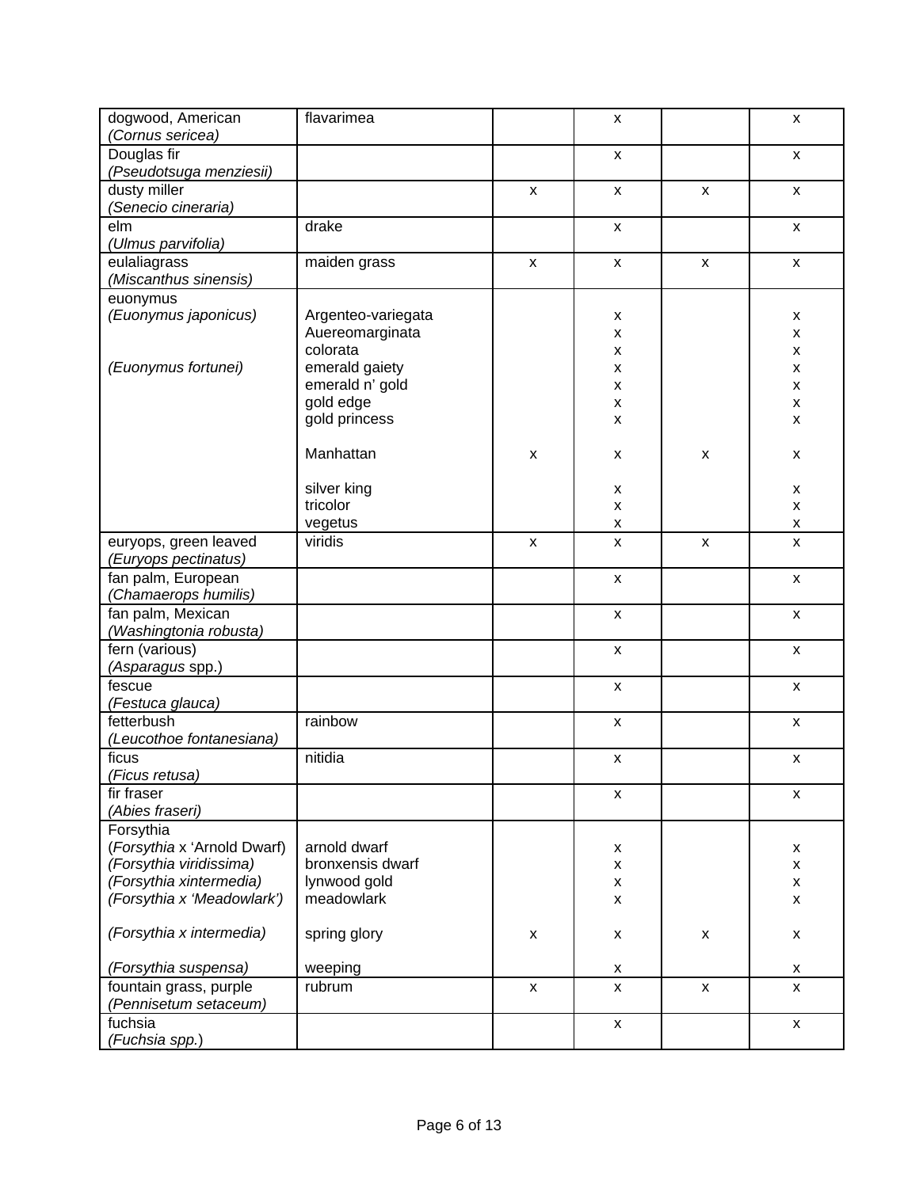| dogwood, American *(Cornus sericea)* | flavarimea | | x | | x |
|---|---|---|---|---|---|
| Douglas fir *(Pseudotsuga menziesii)* | | | x | | x |
| dusty miller *(Senecio cineraria)* | | x | x | x | x |
| elm *(Ulmus parvifolia)* | drake | | x | | x |
| eulaliagrass *(Miscanthus sinensis)* | maiden grass | x | x | x | x |
| euonymus *(Euonymus japonicus)* | Argenteo-variegata | | x | | x |
| | Auereomarginata | | x | | x |
| | colorata | | x | | x |
| *(Euonymus fortunei)* | emerald gaiety | | x | | x |
| | emerald n' gold | | x | | x |
| | gold edge | | x | | x |
| | gold princess | | x | | x |
| | Manhattan | x | x | x | x |
| | silver king | | x | | x |
| | tricolor | | x | | x |
| | vegetus | | x | | x |
| euryops, green leaved *(Euryops pectinatus)* | viridis | x | x | x | x |
| fan palm, European *(Chamaerops humilis)* | | | x | | x |
| fan palm, Mexican *(Washingtonia robusta)* | | | x | | x |
| fern (various) *(Asparagus* spp.) | | | x | | x |
| fescue *(Festuca glauca)* | | | x | | x |
| fetterbush *(Leucothoe fontanesiana)* | rainbow | | x | | x |
| ficus *(Ficus retusa)* | nitidia | | x | | x |
| fir fraser *(Abies fraseri)* | | | x | | x |
| Forsythia (*Forsythia* x 'Arnold Dwarf) | arnold dwarf | | x | | x |
| *(Forsythia viridissima)* | bronxensis dwarf | | x | | x |
| *(Forsythia xintermedia)* | lynwood gold | | x | | x |
| *(Forsythia x 'Meadowlark')* | meadowlark | | x | | x |
| *(Forsythia x intermedia)* | spring glory | x | x | x | x |
| *(Forsythia suspensa)* | weeping | | x | | x |
| fountain grass, purple *(Pennisetum setaceum)* | rubrum | x | x | x | x |
| fuchsia *(Fuchsia spp.*) | | | x | | x |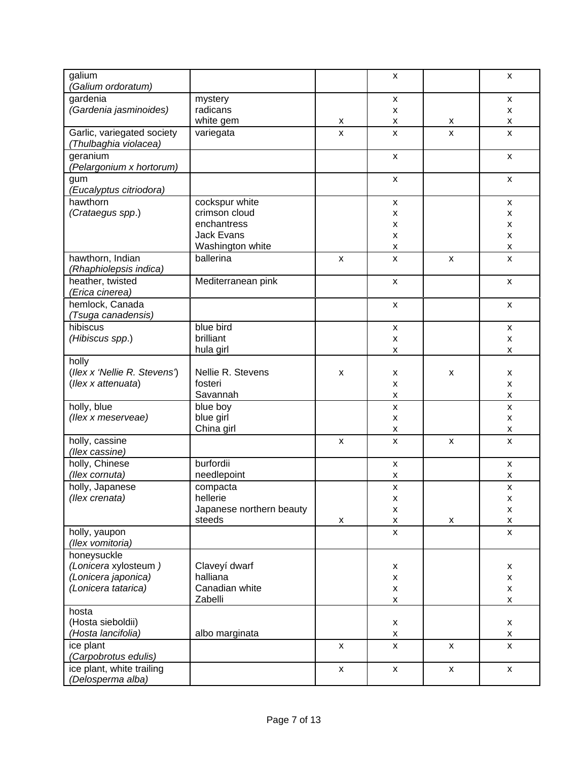| | | | | | |
|---|---|---|---|---|---|
| galium<br>*(Galium ordoratum)* | | | x | | x |
| gardenia<br>*(Gardenia jasminoides)* | mystery<br>radicans<br>white gem | <br><br>x | x<br>x<br>x | <br><br>x | x<br>x<br>x |
| Garlic, variegated society<br>*(Thulbaghia violacea)* | variegata | x | x | x | x |
| geranium<br>*(Pelargonium x hortorum)* | | | x | | x |
| gum<br>*(Eucalyptus citriodora)* | | | x | | x |
| hawthorn<br>*(Crataegus spp*.) | cockspur white<br>crimson cloud<br>enchantress<br>Jack Evans<br>Washington white | | x<br>x<br>x<br>x<br>x | | x<br>x<br>x<br>x<br>x |
| hawthorn, Indian<br>*(Rhaphiolepsis indica)* | ballerina | x | x | x | x |
| heather, twisted<br>*(Erica cinerea)* | Mediterranean pink | | x | | x |
| hemlock, Canada<br>*(Tsuga canadensis)* | | | x | | x |
| hibiscus<br>*(Hibiscus spp*.) | blue bird<br>brilliant<br>hula girl | | x<br>x<br>x | | x<br>x<br>x |
| holly<br>(*Ilex x 'Nellie R. Stevens'*)<br>(*Ilex x attenuata*) | <br>Nellie R. Stevens<br>fosteri<br>Savannah | <br>x | <br>x<br>x<br>x | <br>x | <br>x<br>x<br>x |
| holly, blue<br>*(Ilex x meserveae)* | blue boy<br>blue girl<br>China girl | | x<br>x<br>x | | x<br>x<br>x |
| holly, cassine<br>*(Ilex cassine)* | | x | x | x | x |
| holly, Chinese<br>*(Ilex cornuta)* | burfordii<br>needlepoint | | x<br>x | | x<br>x |
| holly, Japanese<br>*(Ilex crenata)* | compacta<br>hellerie<br>Japanese northern beauty<br>steeds | <br><br><br>x | x<br>x<br>x<br>x | <br><br><br>x | x<br>x<br>x<br>x |
| holly, yaupon<br>*(Ilex vomitoria)* | | | x | | x |
| honeysuckle<br>*(Lonicera* xylosteum *)*<br>*(Lonicera japonica)*<br>*(Lonicera tatarica)* | <br>Claveyí dwarf<br>halliana<br>Canadian white<br>Zabelli | | <br>x<br>x<br>x<br>x | | <br>x<br>x<br>x<br>x |
| hosta<br>(Hosta sieboldii)<br>*(Hosta lancifolia)* | <br><br>albo marginata | | <br>x<br>x | | <br>x<br>x |
| ice plant<br>*(Carpobrotus edulis)* | | x | x | x | x |
| ice plant, white trailing<br>*(Delosperma alba)* | | x | x | x | x |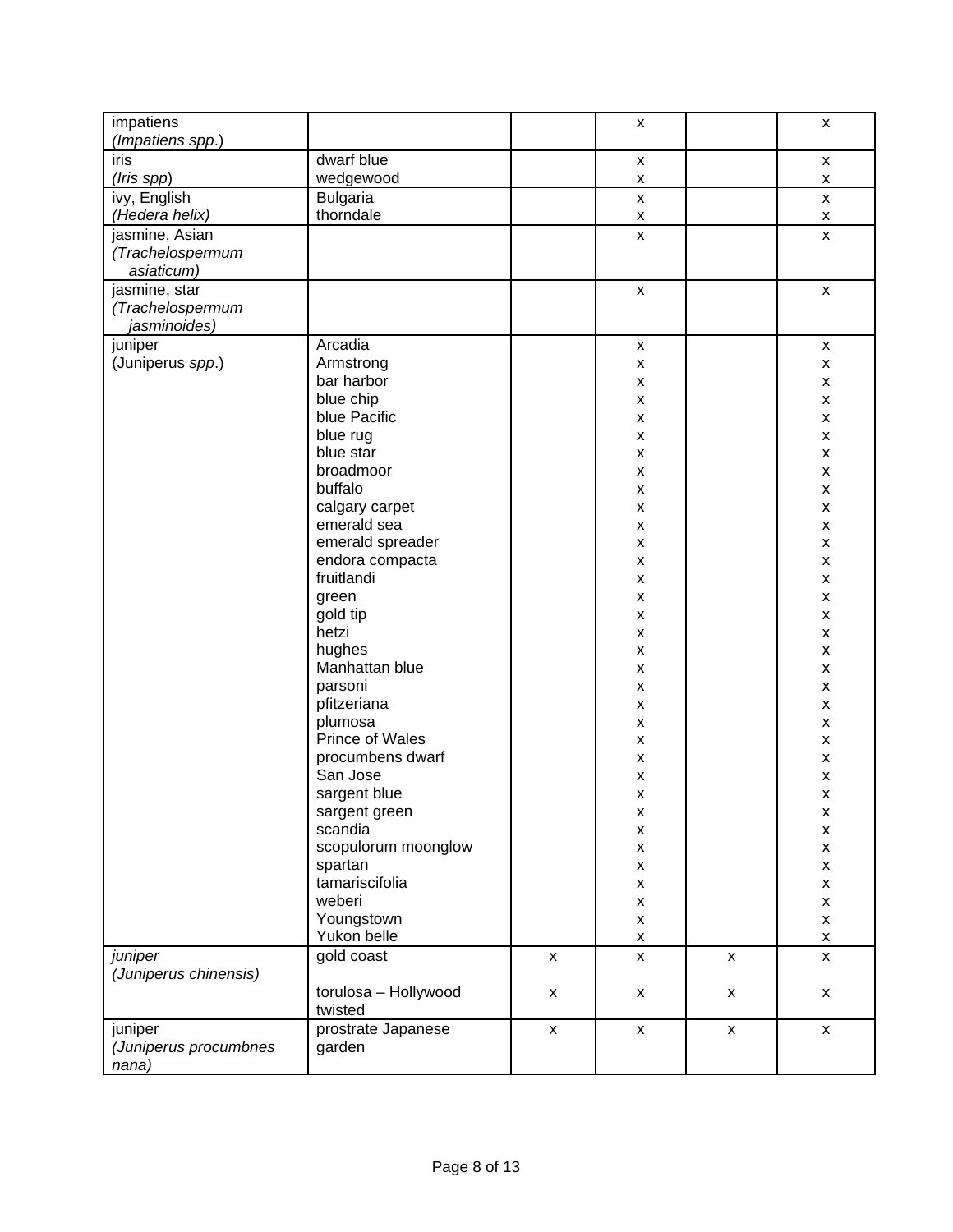| | | | | | |
|---|---|---|---|---|---|
| impatiens<br>*(Impatiens spp.)* | | | x | | x |
| iris<br>*(Iris spp)* | dwarf blue<br>wedgewood | | x<br>x | | x<br>x |
| ivy, English<br>*(Hedera helix)* | Bulgaria<br>thorndale | | x<br>x | | x<br>x |
| jasmine, Asian<br>*(Trachelospermum asiaticum)* | | | x | | x |
| jasmine, star<br>*(Trachelospermum jasminoides)* | | | x | | x |
| juniper<br>(Juniperus *spp.*) | Arcadia<br>Armstrong<br>bar harbor<br>blue chip<br>blue Pacific<br>blue rug<br>blue star<br>broadmoor<br>buffalo<br>calgary carpet<br>emerald sea<br>emerald spreader<br>endora compacta<br>fruitlandi<br>green<br>gold tip<br>hetzi<br>hughes<br>Manhattan blue<br>parsoni<br>pfitzeriana<br>plumosa<br>Prince of Wales<br>procumbens dwarf<br>San Jose<br>sargent blue<br>sargent green<br>scandia<br>scopulorum moonglow<br>spartan<br>tamariscifolia<br>weberi<br>Youngstown<br>Yukon belle | | x<br>x<br>x<br>x<br>x<br>x<br>x<br>x<br>x<br>x<br>x<br>x<br>x<br>x<br>x<br>x<br>x<br>x<br>x<br>x<br>x<br>x<br>x<br>x<br>x<br>x<br>x<br>x<br>x<br>x<br>x<br>x<br>x<br>x | | x<br>x<br>x<br>x<br>x<br>x<br>x<br>x<br>x<br>x<br>x<br>x<br>x<br>x<br>x<br>x<br>x<br>x<br>x<br>x<br>x<br>x<br>x<br>x<br>x<br>x<br>x<br>x<br>x<br>x<br>x<br>x<br>x<br>x |
| *juniper*<br>*(Juniperus chinensis)* | gold coast<br><br>torulosa – Hollywood twisted | x<br><br>x | x<br><br>x | x<br><br>x | x<br><br>x |
| juniper<br>*(Juniperus procumbnes nana)* | prostrate Japanese garden | x | x | x | x |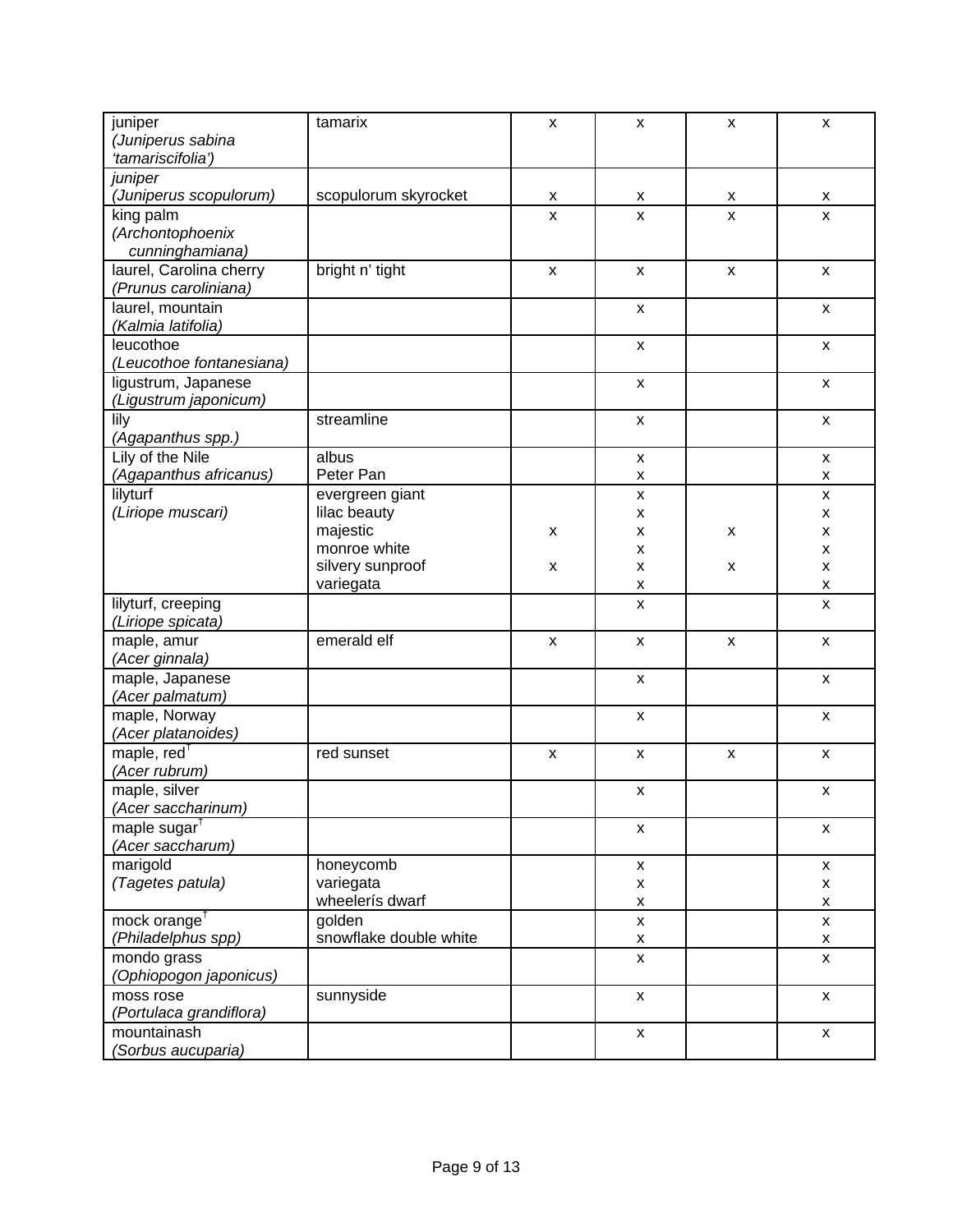| | | | | | |
|---|---|---|---|---|---|
| juniper *(Juniperus sabina 'tamariscifolia')* | tamarix | x | x | x | x |
| *juniper (Juniperus scopulorum)* | scopulorum skyrocket | x | x | x | x |
| king palm *(Archontophoenix cunninghamiana)* | | x | x | x | x |
| laurel, Carolina cherry *(Prunus caroliniana)* | bright n' tight | x | x | x | x |
| laurel, mountain *(Kalmia latifolia)* | | | x | | x |
| leucothoe *(Leucothoe fontanesiana)* | | | x | | x |
| ligustrum, Japanese *(Ligustrum japonicum)* | | | x | | x |
| lily *(Agapanthus spp.)* | streamline | | x | | x |
| Lily of the Nile *(Agapanthus africanus)* | albus | | x | | x |
| | Peter Pan | | x | | x |
| lilyturf *(Liriope muscari)* | evergreen giant | | x | | x |
| | lilac beauty | | x | | x |
| | majestic | x | x | x | x |
| | monroe white | | x | | x |
| | silvery sunproof | x | x | x | x |
| | variegata | | x | | x |
| lilyturf, creeping *(Liriope spicata)* | | | x | | x |
| maple, amur *(Acer ginnala)* | emerald elf | x | x | x | x |
| maple, Japanese *(Acer palmatum)* | | | x | | x |
| maple, Norway *(Acer platanoides)* | | | x | | x |
| maple, red† *(Acer rubrum)* | red sunset | x | x | x | x |
| maple, silver *(Acer saccharinum)* | | | x | | x |
| maple sugar† *(Acer saccharum)* | | | x | | x |
| marigold *(Tagetes patula)* | honeycomb | | x | | x |
| | variegata | | x | | x |
| | wheelerís dwarf | | x | | x |
| mock orange† *(Philadelphus spp)* | golden | | x | | x |
| | snowflake double white | | x | | x |
| mondo grass *(Ophiopogon japonicus)* | | | x | | x |
| moss rose *(Portulaca grandiflora)* | sunnyside | | x | | x |
| mountainash *(Sorbus aucuparia)* | | | x | | x |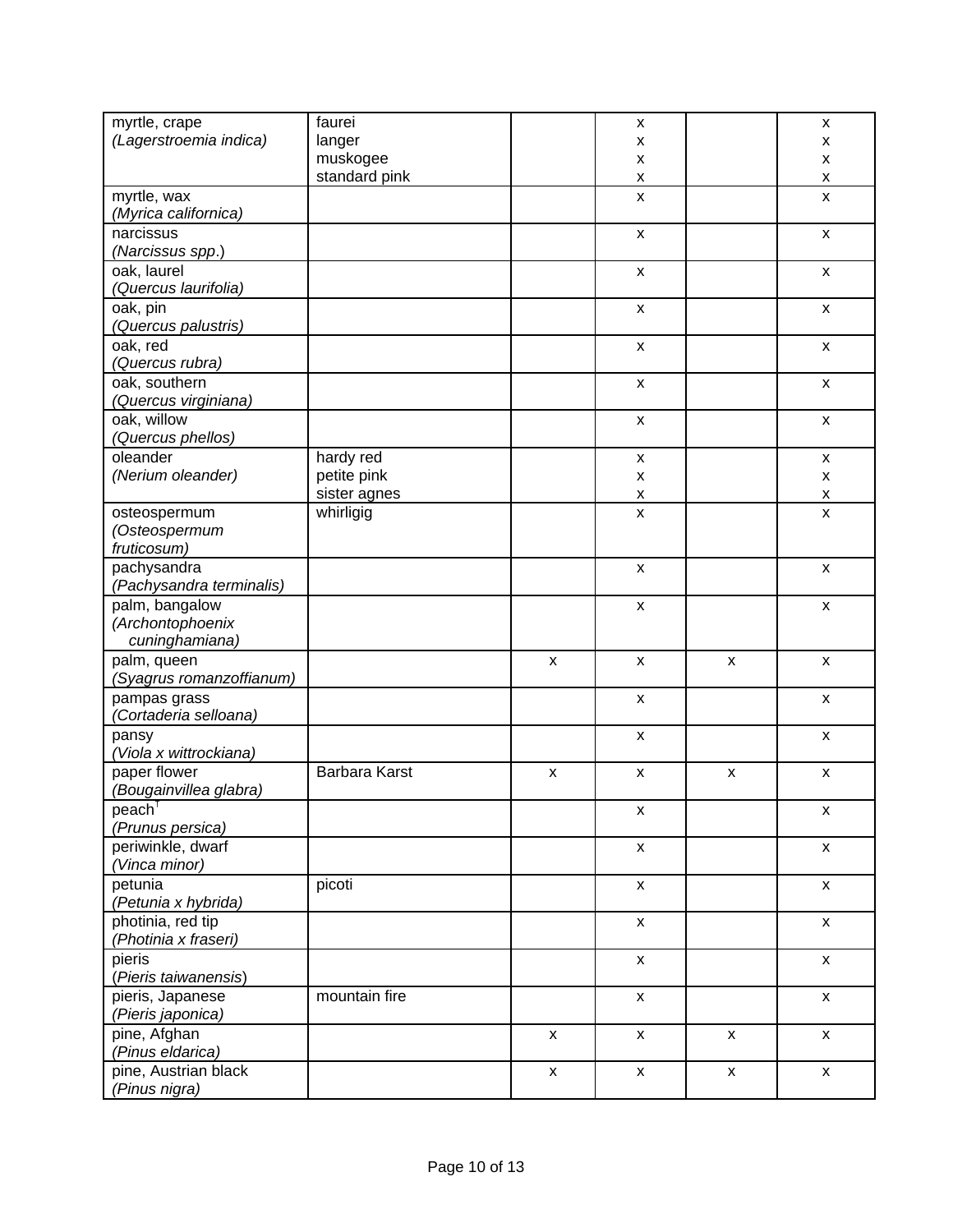| | | | | | |
|---|---|---|---|---|---|
| myrtle, crape<br>*(Lagerstroemia indica)* | faurei<br>langer<br>muskogee<br>standard pink | | x<br>x<br>x<br>x | | x<br>x<br>x<br>x |
| myrtle, wax<br>*(Myrica californica)* | | | x | | x |
| narcissus<br>*(Narcissus spp.)* | | | x | | x |
| oak, laurel<br>*(Quercus laurifolia)* | | | x | | x |
| oak, pin<br>*(Quercus palustris)* | | | x | | x |
| oak, red<br>*(Quercus rubra)* | | | x | | x |
| oak, southern<br>*(Quercus virginiana)* | | | x | | x |
| oak, willow<br>*(Quercus phellos)* | | | x | | x |
| oleander<br>*(Nerium oleander)* | hardy red<br>petite pink<br>sister agnes | | x<br>x<br>x | | x<br>x<br>x |
| osteospermum<br>*(Osteospermum fruticosum)* | whirligig | | x | | x |
| pachysandra<br>*(Pachysandra terminalis)* | | | x | | x |
| palm, bangalow<br>*(Archontophoenix cuninghamiana)* | | | x | | x |
| palm, queen<br>*(Syagrus romanzoffianum)* | | x | x | x | x |
| pampas grass<br>*(Cortaderia selloana)* | | | x | | x |
| pansy<br>*(Viola x wittrockiana)* | | | x | | x |
| paper flower<br>*(Bougainvillea glabra)* | Barbara Karst | x | x | x | x |
| peach[T]<br>*(Prunus persica)* | | | x | | x |
| periwinkle, dwarf<br>*(Vinca minor)* | | | x | | x |
| petunia<br>*(Petunia x hybrida)* | picoti | | x | | x |
| photinia, red tip<br>*(Photinia x fraseri)* | | | x | | x |
| pieris<br>*(Pieris taiwanensis)* | | | x | | x |
| pieris, Japanese<br>*(Pieris japonica)* | mountain fire | | x | | x |
| pine, Afghan<br>*(Pinus eldarica)* | | x | x | x | x |
| pine, Austrian black<br>*(Pinus nigra)* | | x | x | x | x |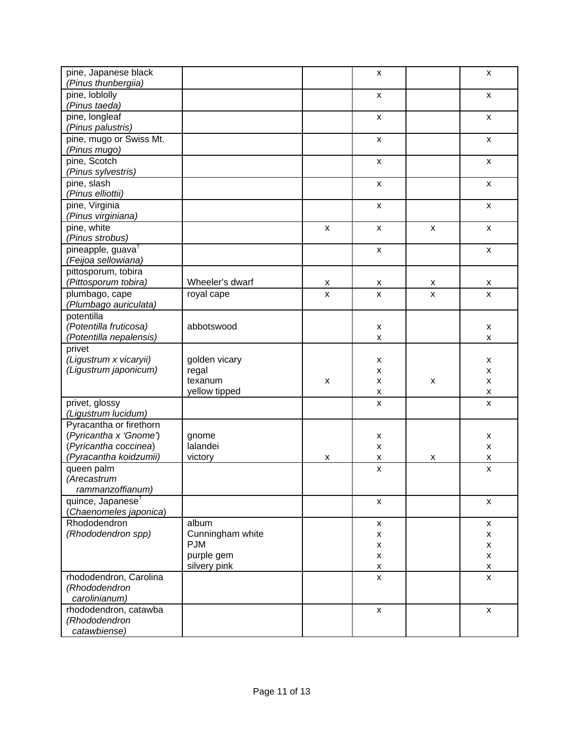| | | | | | |
|---|---|---|---|---|---|
| pine, Japanese black *(Pinus thunbergiia)* | | | x | | x |
| pine, loblolly *(Pinus taeda)* | | | x | | x |
| pine, longleaf *(Pinus palustris)* | | | x | | x |
| pine, mugo or Swiss Mt. *(Pinus mugo)* | | | x | | x |
| pine, Scotch *(Pinus sylvestris)* | | | x | | x |
| pine, slash *(Pinus elliottii)* | | | x | | x |
| pine, Virginia *(Pinus virginiana)* | | | x | | x |
| pine, white *(Pinus strobus)* | | x | x | x | x |
| pineapple, guava[†] *(Feijoa sellowiana)* | | | x | | x |
| pittosporum, tobira *(Pittosporum tobira)* | Wheeler's dwarf | x | x | x | x |
| plumbago, cape *(Plumbago auriculata)* | royal cape | x | x | x | x |
| potentilla | | | | | |
| *(Potentilla fruticosa)* | abbotswood | | x | | x |
| *(Potentilla nepalensis)* | | | x | | x |
| privet | | | | | |
| *(Ligustrum x vicaryii)* | golden vicary | | x | | x |
| *(Ligustrum japonicum)* | regal | | x | | x |
| | texanum | x | x | x | x |
| | yellow tipped | | x | | x |
| privet, glossy *(Ligustrum lucidum)* | | | x | | x |
| Pyracantha or firethorn | | | | | |
| *(Pyricantha x 'Gnome')* | gnome | | x | | x |
| *(Pyricantha coccinea)* | lalandei | | x | | x |
| *(Pyracantha koidzumii)* | victory | x | x | x | x |
| queen palm *(Arecastrum rammanzoffianum)* | | | x | | x |
| quince, Japanese[†] *(Chaenomeles japonica)* | | | x | | x |
| Rhododendron *(Rhododendron spp)* | album | | x | | x |
| | Cunningham white | | x | | x |
| | PJM | | x | | x |
| | purple gem | | x | | x |
| | silvery pink | | x | | x |
| rhododendron, Carolina *(Rhododendron carolinianum)* | | | x | | x |
| rhododendron, catawba *(Rhododendron catawbiense)* | | | x | | x |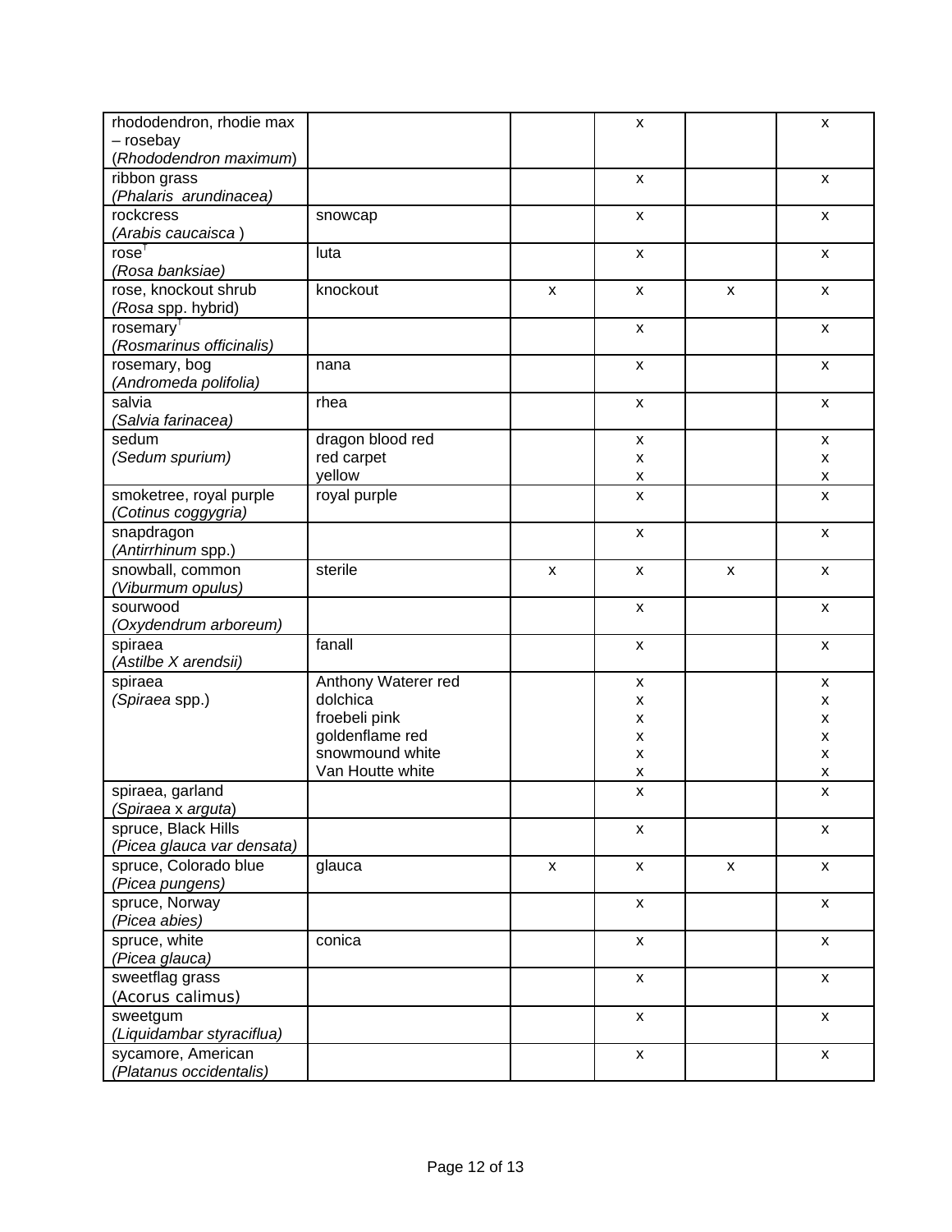| | | | | | |
|---|---|---|---|---|---|
| rhododendron, rhodie max – rosebay (*Rhododendron maximum*) | | | x | | x |
| ribbon grass *(Phalaris arundinacea)* | | | x | | x |
| rockcress *(Arabis caucaisca )* | snowcap | | x | | x |
| rose[T] *(Rosa banksiae)* | luta | | x | | x |
| rose, knockout shrub (*Rosa* spp. hybrid) | knockout | x | x | x | x |
| rosemary[T] *(Rosmarinus officinalis)* | | | x | | x |
| rosemary, bog *(Andromeda polifolia)* | nana | | x | | x |
| salvia *(Salvia farinacea)* | rhea | | x | | x |
| sedum *(Sedum spurium)* | dragon blood red<br>red carpet<br>yellow | | x<br>x<br>x | | x<br>x<br>x |
| smoketree, royal purple *(Cotinus coggygria)* | royal purple | | x | | x |
| snapdragon (*Antirrhinum* spp.) | | | x | | x |
| snowball, common *(Viburmum opulus)* | sterile | x | x | x | x |
| sourwood *(Oxydendrum arboreum)* | | | x | | x |
| spiraea *(Astilbe X arendsii)* | fanall | | x | | x |
| spiraea (*Spiraea* spp.) | Anthony Waterer red<br>dolchica<br>froebeli pink<br>goldenflame red<br>snowmound white<br>Van Houtte white | | x<br>x<br>x<br>x<br>x<br>x | | x<br>x<br>x<br>x<br>x<br>x |
| spiraea, garland (*Spiraea* x *arguta*) | | | x | | x |
| spruce, Black Hills *(Picea glauca var densata)* | | | x | | x |
| spruce, Colorado blue *(Picea pungens)* | glauca | x | x | x | x |
| spruce, Norway *(Picea abies)* | | | x | | x |
| spruce, white *(Picea glauca)* | conica | | x | | x |
| sweetflag grass (Acorus calimus) | | | x | | x |
| sweetgum *(Liquidambar styraciflua)* | | | x | | x |
| sycamore, American *(Platanus occidentalis)* | | | x | | x |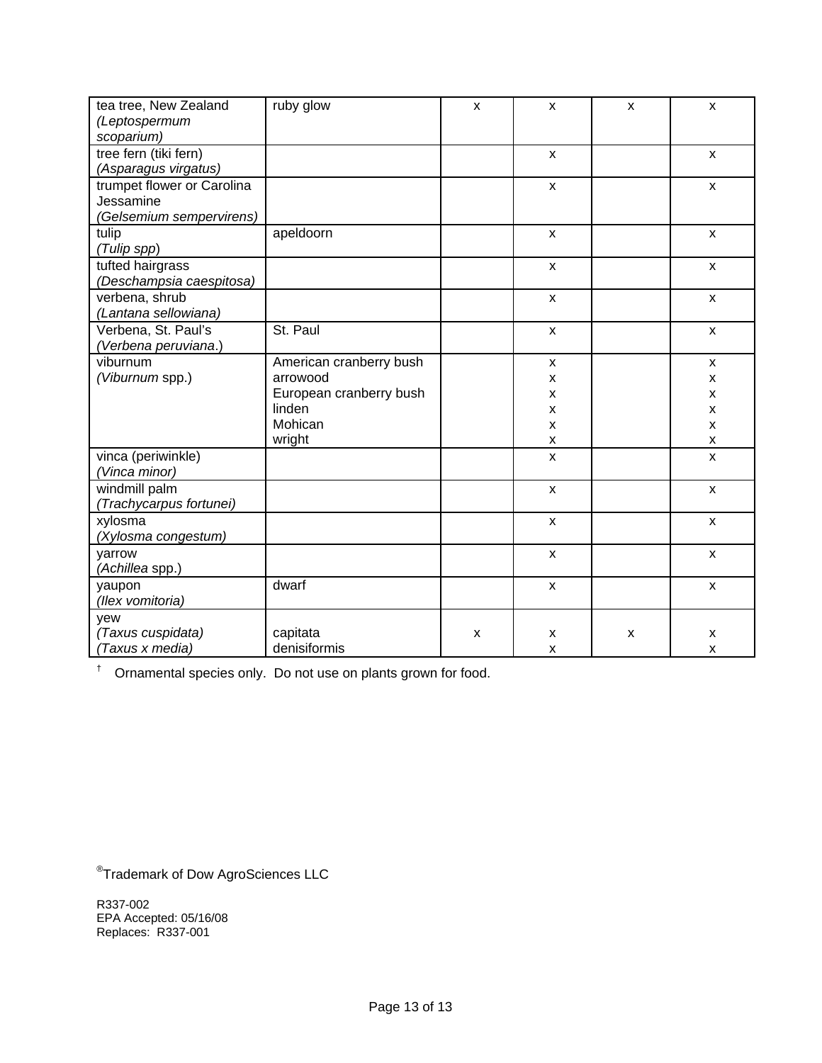| | | | | | |
|---|---|---|---|---|---|
| tea tree, New Zealand *(Leptospermum scoparium)* | ruby glow | x | x | x | x |
| tree fern (tiki fern) *(Asparagus virgatus)* | | | x | | x |
| trumpet flower or Carolina Jessamine *(Gelsemium sempervirens)* | | | x | | x |
| tulip *(Tulip spp)* | apeldoorn | | x | | x |
| tufted hairgrass *(Deschampsia caespitosa)* | | | x | | x |
| verbena, shrub *(Lantana sellowiana)* | | | x | | x |
| Verbena, St. Paul's *(Verbena peruviana.)* | St. Paul | | x | | x |
| viburnum *(Viburnum* spp.) | American cranberry bush<br>arrowood<br>European cranberry bush<br>linden<br>Mohican<br>wright | | x<br>x<br>x<br>x<br>x<br>x | | x<br>x<br>x<br>x<br>x<br>x |
| vinca (periwinkle) *(Vinca minor)* | | | x | | x |
| windmill palm *(Trachycarpus fortunei)* | | | x | | x |
| xylosma *(Xylosma congestum)* | | | x | | x |
| yarrow *(Achillea* spp.) | | | x | | x |
| yaupon *(Ilex vomitoria)* | dwarf | | x | | x |
| yew<br>*(Taxus cuspidata)*<br>*(Taxus x media)* | <br>capitata<br>denisiformis | <br>x<br> | <br>x<br>x | <br>x<br> | <br>x<br>x |

† Ornamental species only. Do not use on plants grown for food.

®Trademark of Dow AgroSciences LLC

R337-002
EPA Accepted: 05/16/08
Replaces: R337-001